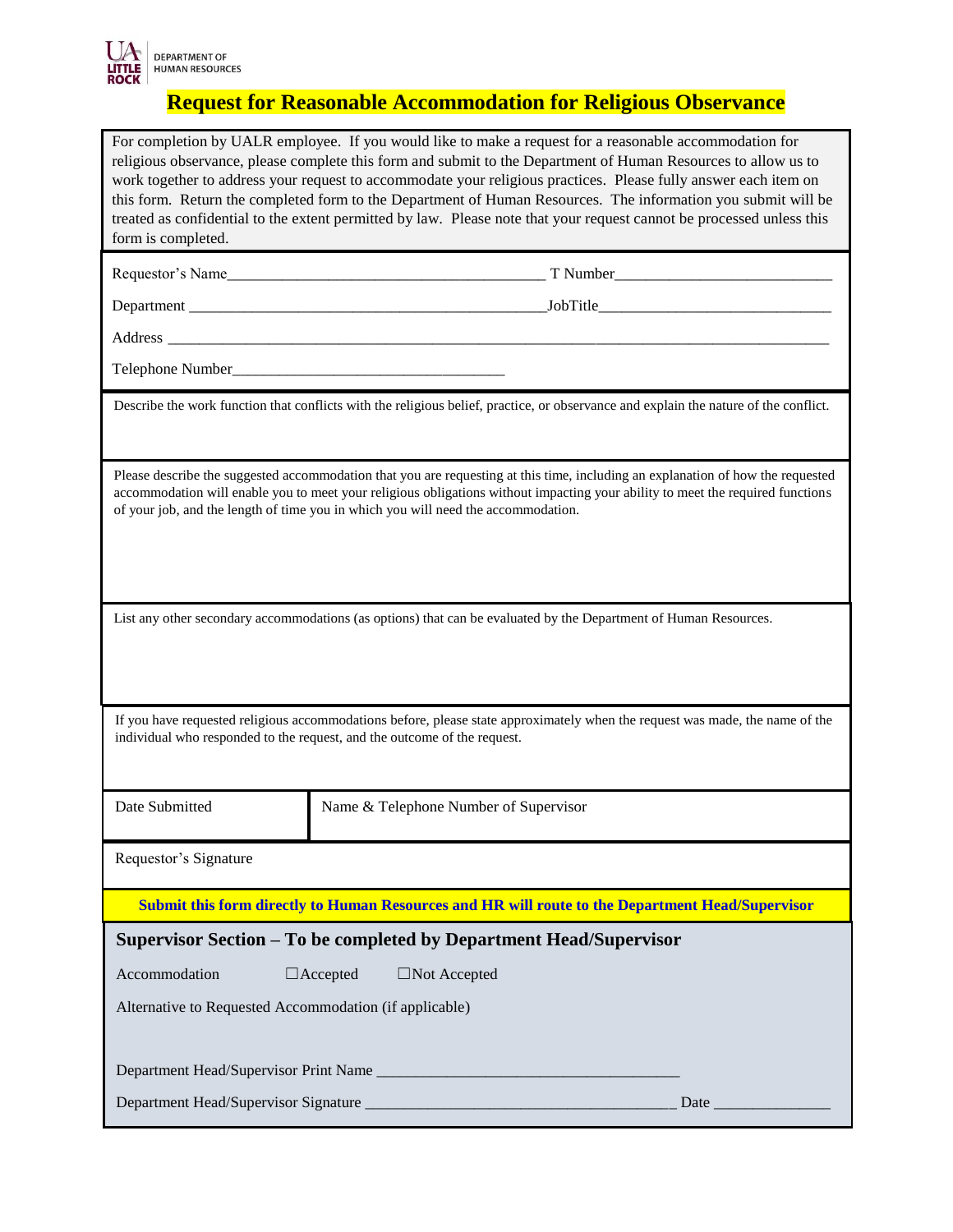DEPARTMENT OF HUMAN RESOURCES

# Request for Reasonable Accommodation for Religious Observance

For completion by UALR employee. If you would like to make a request for a reasonable accommodation for religious observance, please complete this form and submit to the Department of Human Resources to allow us to work together to address your request to accommodate your religious practices. Please fully answer each item on this form. Return the completed form to the Department of Human Resources. The information you submit will be treated as confidential to the extent permitted by law. Please note that your request cannot be processed unless this form is completed.

Requestor's Name________________________________________ T Number___________________________

Department ______________________________________________JobTitle_____________________________

Address ____________________________________________________________________________________

Telephone Number__________________________________

Describe the work function that conflicts with the religious belief, practice, or observance and explain the nature of the conflict.

Please describe the suggested accommodation that you are requesting at this time, including an explanation of how the requested accommodation will enable you to meet your religious obligations without impacting your ability to meet the required functions of your job, and the length of time you in which you will need the accommodation.

List any other secondary accommodations (as options) that can be evaluated by the Department of Human Resources.

If you have requested religious accommodations before, please state approximately when the request was made, the name of the individual who responded to the request, and the outcome of the request.

| Date Submitted | Name & Telephone Number of Supervisor |
|---|---|
| | |

Requestor's Signature

**Submit this form directly to Human Resources and HR will route to the Department Head/Supervisor**

## Supervisor Section – To be completed by Department Head/Supervisor

Accommodation ☐Accepted ☐Not Accepted

Alternative to Requested Accommodation (if applicable)

Department Head/Supervisor Print Name ______________________________________

Department Head/Supervisor Signature _______________________________________ Date _______________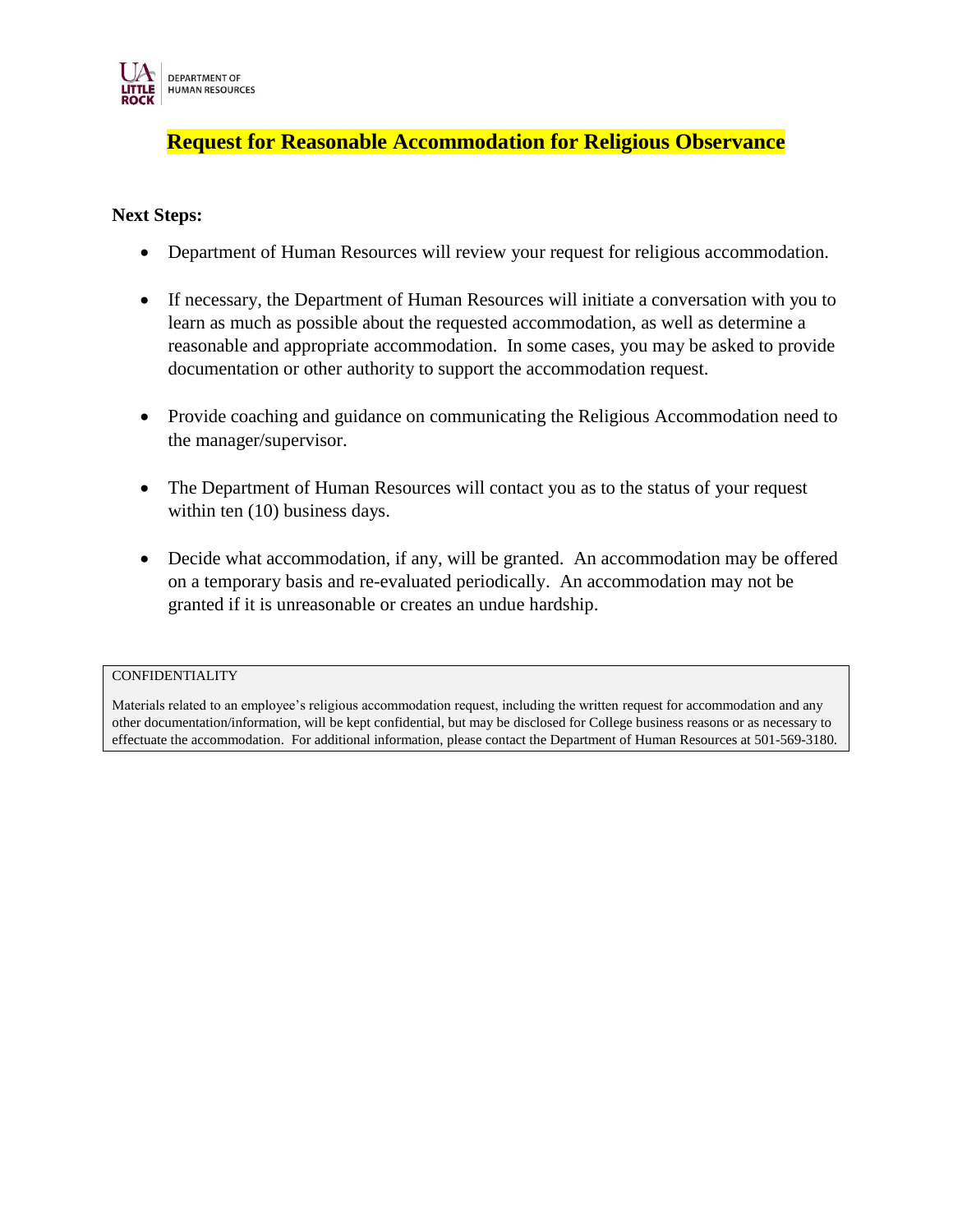DEPARTMENT OF HUMAN RESOURCES

# Request for Reasonable Accommodation for Religious Observance

**Next Steps:**

- Department of Human Resources will review your request for religious accommodation.
- If necessary, the Department of Human Resources will initiate a conversation with you to learn as much as possible about the requested accommodation, as well as determine a reasonable and appropriate accommodation. In some cases, you may be asked to provide documentation or other authority to support the accommodation request.
- Provide coaching and guidance on communicating the Religious Accommodation need to the manager/supervisor.
- The Department of Human Resources will contact you as to the status of your request within ten (10) business days.
- Decide what accommodation, if any, will be granted. An accommodation may be offered on a temporary basis and re-evaluated periodically. An accommodation may not be granted if it is unreasonable or creates an undue hardship.

CONFIDENTIALITY

Materials related to an employee's religious accommodation request, including the written request for accommodation and any other documentation/information, will be kept confidential, but may be disclosed for College business reasons or as necessary to effectuate the accommodation. For additional information, please contact the Department of Human Resources at 501-569-3180.